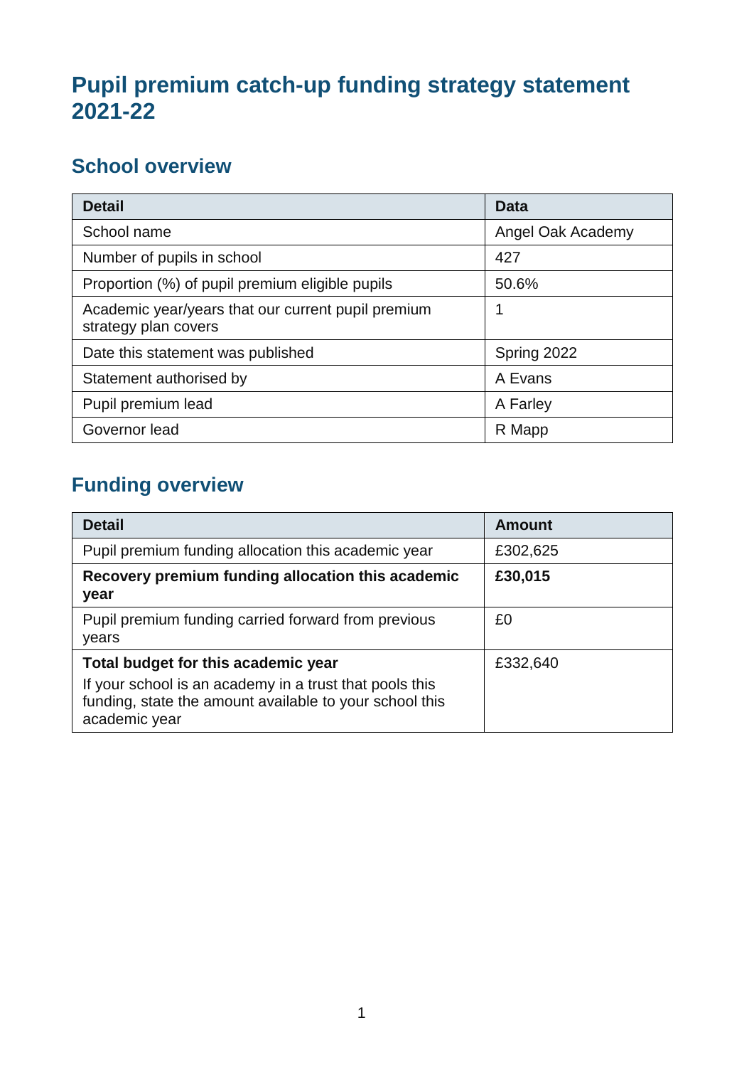# Pupil premium catch-up funding strategy statement 2021-22

## School overview

| Detail | Data |
| --- | --- |
| School name | Angel Oak Academy |
| Number of pupils in school | 427 |
| Proportion (%) of pupil premium eligible pupils | 50.6% |
| Academic year/years that our current pupil premium strategy plan covers | 1 |
| Date this statement was published | Spring 2022 |
| Statement authorised by | A Evans |
| Pupil premium lead | A Farley |
| Governor lead | R Mapp |

## Funding overview

| Detail | Amount |
| --- | --- |
| Pupil premium funding allocation this academic year | £302,625 |
| **Recovery premium funding allocation this academic year** | **£30,015** |
| Pupil premium funding carried forward from previous years | £0 |
| **Total budget for this academic year**<br>If your school is an academy in a trust that pools this funding, state the amount available to your school this academic year | £332,640 |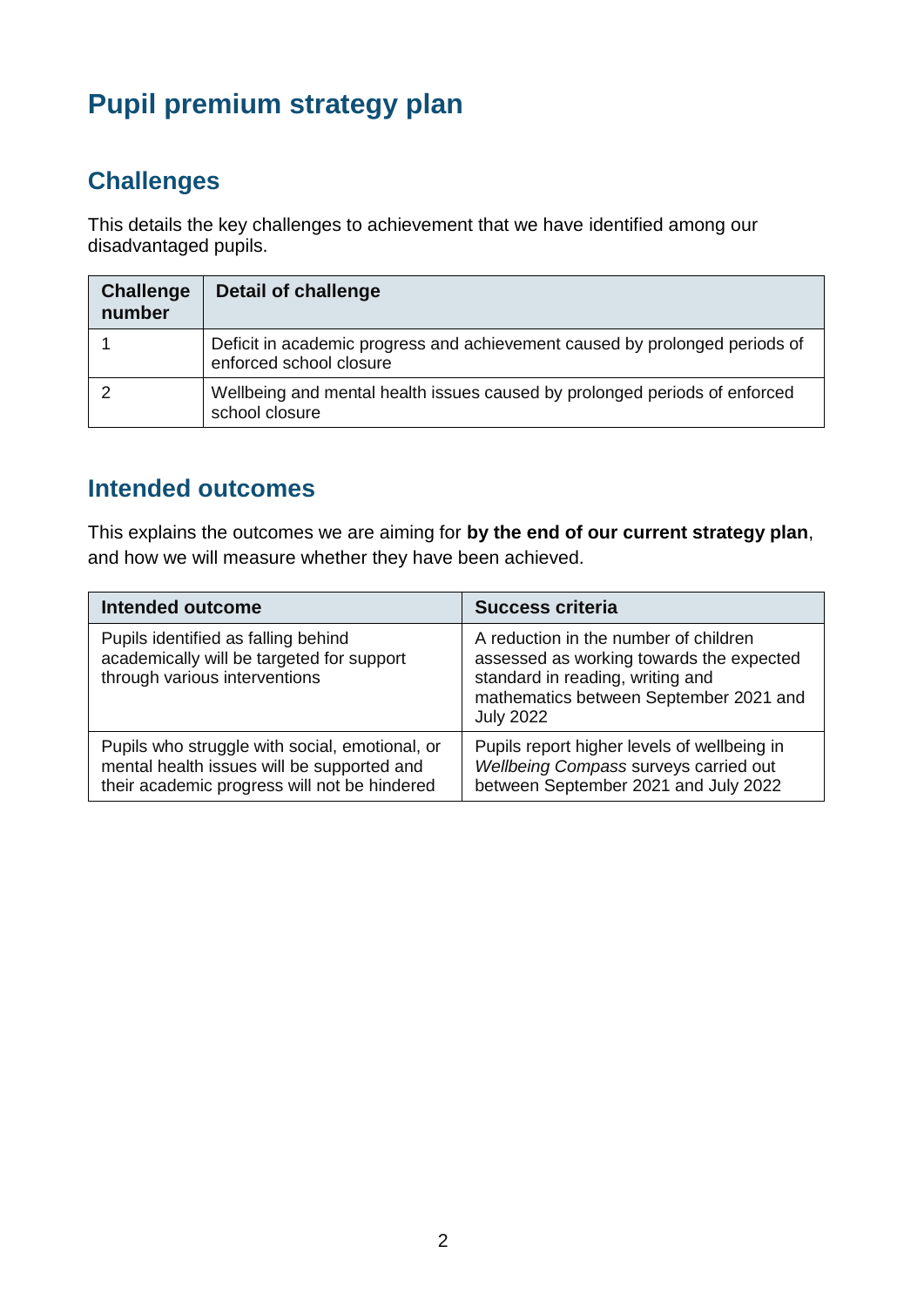# Pupil premium strategy plan

## Challenges

This details the key challenges to achievement that we have identified among our disadvantaged pupils.

| Challenge number | Detail of challenge |
| --- | --- |
| 1 | Deficit in academic progress and achievement caused by prolonged periods of enforced school closure |
| 2 | Wellbeing and mental health issues caused by prolonged periods of enforced school closure |

## Intended outcomes

This explains the outcomes we are aiming for **by the end of our current strategy plan**, and how we will measure whether they have been achieved.

| Intended outcome | Success criteria |
| --- | --- |
| Pupils identified as falling behind academically will be targeted for support through various interventions | A reduction in the number of children assessed as working towards the expected standard in reading, writing and mathematics between September 2021 and July 2022 |
| Pupils who struggle with social, emotional, or mental health issues will be supported and their academic progress will not be hindered | Pupils report higher levels of wellbeing in *Wellbeing Compass* surveys carried out between September 2021 and July 2022 |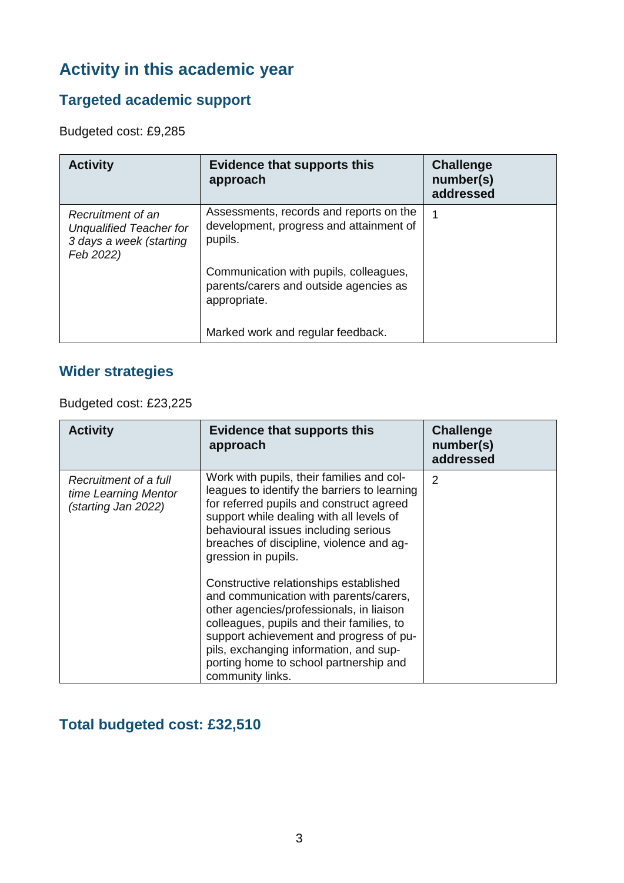## Activity in this academic year

### Targeted academic support

Budgeted cost: £9,285

| Activity | Evidence that supports this approach | Challenge number(s) addressed |
|---|---|---|
| *Recruitment of an Unqualified Teacher for 3 days a week (starting Feb 2022)* | Assessments, records and reports on the development, progress and attainment of pupils.<br><br>Communication with pupils, colleagues, parents/carers and outside agencies as appropriate.<br><br>Marked work and regular feedback. | 1 |

### Wider strategies

Budgeted cost: £23,225

| Activity | Evidence that supports this approach | Challenge number(s) addressed |
|---|---|---|
| *Recruitment of a full time Learning Mentor (starting Jan 2022)* | Work with pupils, their families and colleagues to identify the barriers to learning for referred pupils and construct agreed support while dealing with all levels of behavioural issues including serious breaches of discipline, violence and aggression in pupils.<br><br>Constructive relationships established and communication with parents/carers, other agencies/professionals, in liaison colleagues, pupils and their families, to support achievement and progress of pupils, exchanging information, and supporting home to school partnership and community links. | 2 |

## Total budgeted cost: £32,510